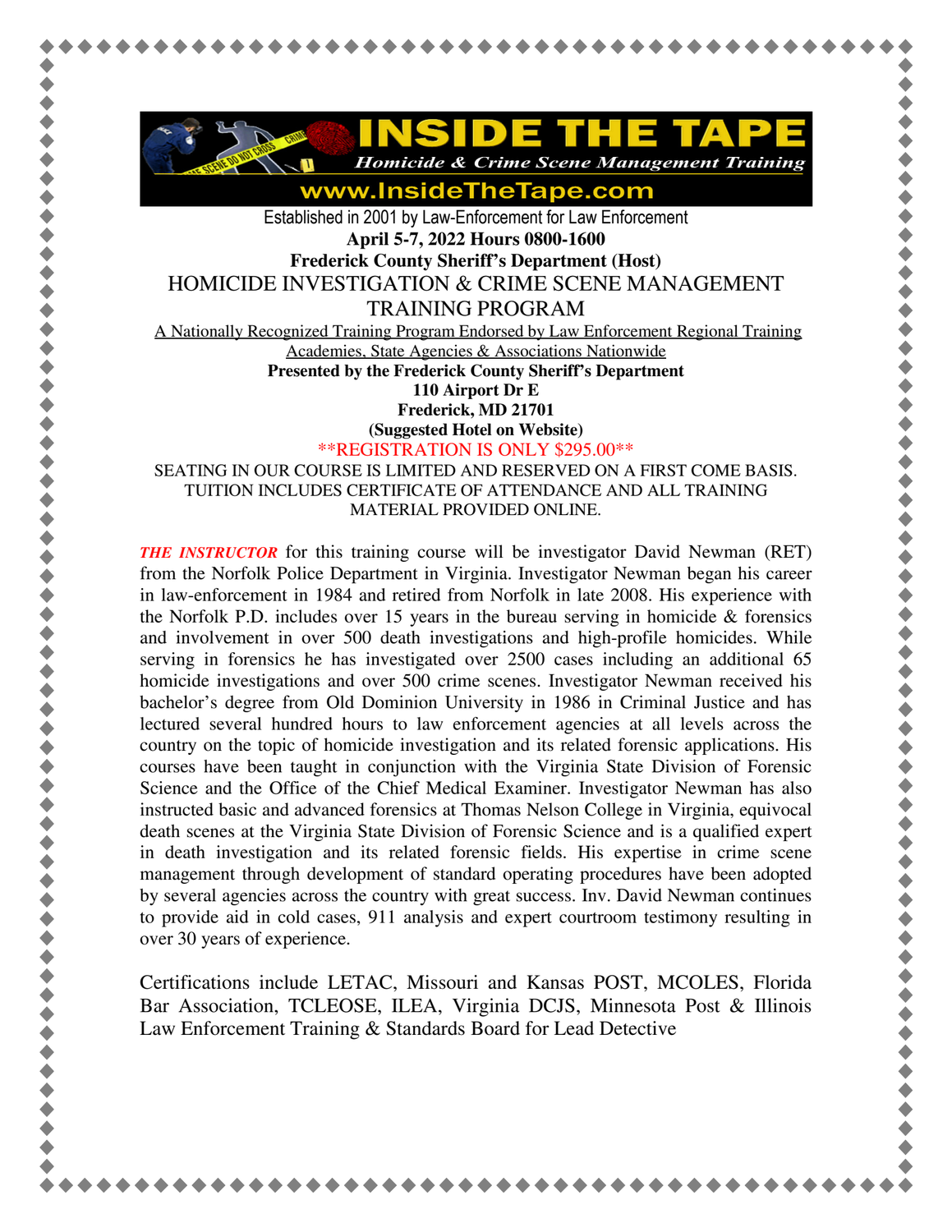# INSIDE THE TAPE

*Homicide & Crime Scene Management Training*

www.InsideTheTape.com

Established in 2001 by Law-Enforcement for Law Enforcement

**April 5-7, 2022 Hours 0800-1600**

**Frederick County Sheriff's Department (Host)**

## HOMICIDE INVESTIGATION & CRIME SCENE MANAGEMENT TRAINING PROGRAM

A Nationally Recognized Training Program Endorsed by Law Enforcement Regional Training Academies, State Agencies & Associations Nationwide

**Presented by the Frederick County Sheriff's Department**
**110 Airport Dr E**
**Frederick, MD 21701**
**(Suggested Hotel on Website)**

**REGISTRATION IS ONLY $295.00**

SEATING IN OUR COURSE IS LIMITED AND RESERVED ON A FIRST COME BASIS. TUITION INCLUDES CERTIFICATE OF ATTENDANCE AND ALL TRAINING MATERIAL PROVIDED ONLINE.

***THE INSTRUCTOR*** for this training course will be investigator David Newman (RET) from the Norfolk Police Department in Virginia. Investigator Newman began his career in law-enforcement in 1984 and retired from Norfolk in late 2008. His experience with the Norfolk P.D. includes over 15 years in the bureau serving in homicide & forensics and involvement in over 500 death investigations and high-profile homicides. While serving in forensics he has investigated over 2500 cases including an additional 65 homicide investigations and over 500 crime scenes. Investigator Newman received his bachelor's degree from Old Dominion University in 1986 in Criminal Justice and has lectured several hundred hours to law enforcement agencies at all levels across the country on the topic of homicide investigation and its related forensic applications. His courses have been taught in conjunction with the Virginia State Division of Forensic Science and the Office of the Chief Medical Examiner. Investigator Newman has also instructed basic and advanced forensics at Thomas Nelson College in Virginia, equivocal death scenes at the Virginia State Division of Forensic Science and is a qualified expert in death investigation and its related forensic fields. His expertise in crime scene management through development of standard operating procedures have been adopted by several agencies across the country with great success. Inv. David Newman continues to provide aid in cold cases, 911 analysis and expert courtroom testimony resulting in over 30 years of experience.

Certifications include LETAC, Missouri and Kansas POST, MCOLES, Florida Bar Association, TCLEOSE, ILEA, Virginia DCJS, Minnesota Post & Illinois Law Enforcement Training & Standards Board for Lead Detective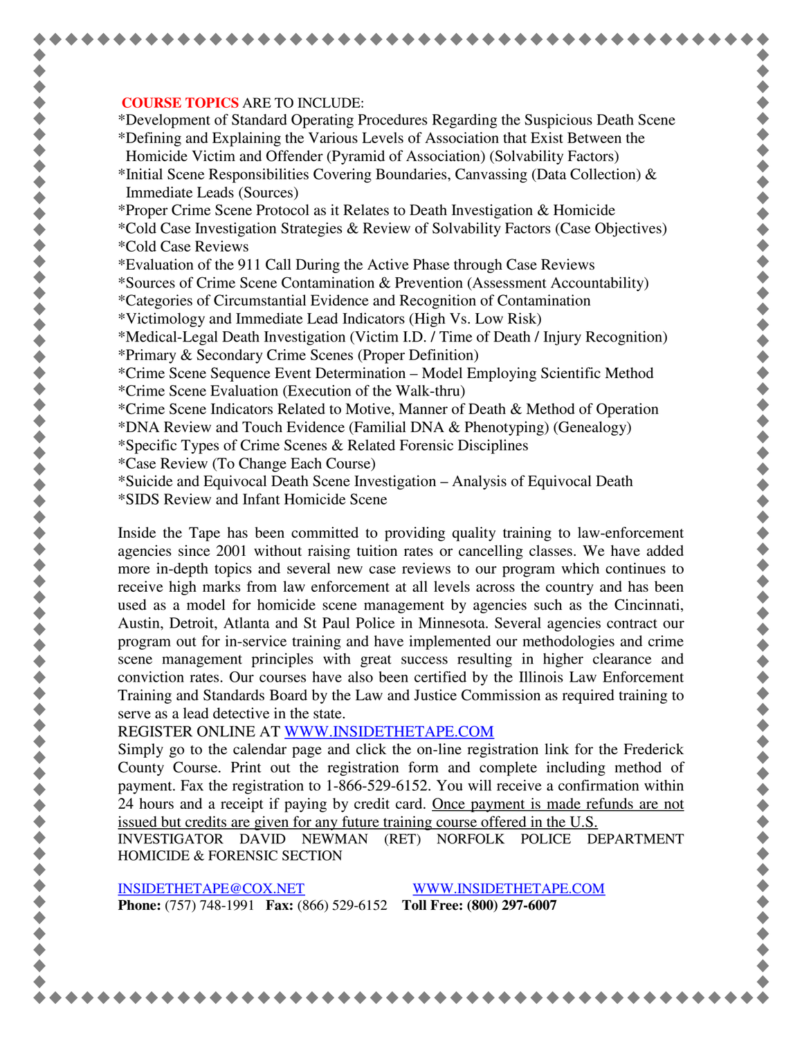**COURSE TOPICS** ARE TO INCLUDE:

*Development of Standard Operating Procedures Regarding the Suspicious Death Scene
*Defining and Explaining the Various Levels of Association that Exist Between the Homicide Victim and Offender (Pyramid of Association) (Solvability Factors)
*Initial Scene Responsibilities Covering Boundaries, Canvassing (Data Collection) & Immediate Leads (Sources)
*Proper Crime Scene Protocol as it Relates to Death Investigation & Homicide
*Cold Case Investigation Strategies & Review of Solvability Factors (Case Objectives)
*Cold Case Reviews
*Evaluation of the 911 Call During the Active Phase through Case Reviews
*Sources of Crime Scene Contamination & Prevention (Assessment Accountability)
*Categories of Circumstantial Evidence and Recognition of Contamination
*Victimology and Immediate Lead Indicators (High Vs. Low Risk)
*Medical-Legal Death Investigation (Victim I.D. / Time of Death / Injury Recognition)
*Primary & Secondary Crime Scenes (Proper Definition)
*Crime Scene Sequence Event Determination – Model Employing Scientific Method
*Crime Scene Evaluation (Execution of the Walk-thru)
*Crime Scene Indicators Related to Motive, Manner of Death & Method of Operation
*DNA Review and Touch Evidence (Familial DNA & Phenotyping) (Genealogy)
*Specific Types of Crime Scenes & Related Forensic Disciplines
*Case Review (To Change Each Course)
*Suicide and Equivocal Death Scene Investigation – Analysis of Equivocal Death
*SIDS Review and Infant Homicide Scene

Inside the Tape has been committed to providing quality training to law-enforcement agencies since 2001 without raising tuition rates or cancelling classes. We have added more in-depth topics and several new case reviews to our program which continues to receive high marks from law enforcement at all levels across the country and has been used as a model for homicide scene management by agencies such as the Cincinnati, Austin, Detroit, Atlanta and St Paul Police in Minnesota. Several agencies contract our program out for in-service training and have implemented our methodologies and crime scene management principles with great success resulting in higher clearance and conviction rates. Our courses have also been certified by the Illinois Law Enforcement Training and Standards Board by the Law and Justice Commission as required training to serve as a lead detective in the state.

REGISTER ONLINE AT WWW.INSIDETHETAPE.COM

Simply go to the calendar page and click the on-line registration link for the Frederick County Course. Print out the registration form and complete including method of payment. Fax the registration to 1-866-529-6152. You will receive a confirmation within 24 hours and a receipt if paying by credit card. Once payment is made refunds are not issued but credits are given for any future training course offered in the U.S.

INVESTIGATOR DAVID NEWMAN (RET) NORFOLK POLICE DEPARTMENT HOMICIDE & FORENSIC SECTION

INSIDETHETAPE@COX.NET WWW.INSIDETHETAPE.COM

**Phone:** (757) 748-1991 **Fax:** (866) 529-6152 **Toll Free: (800) 297-6007**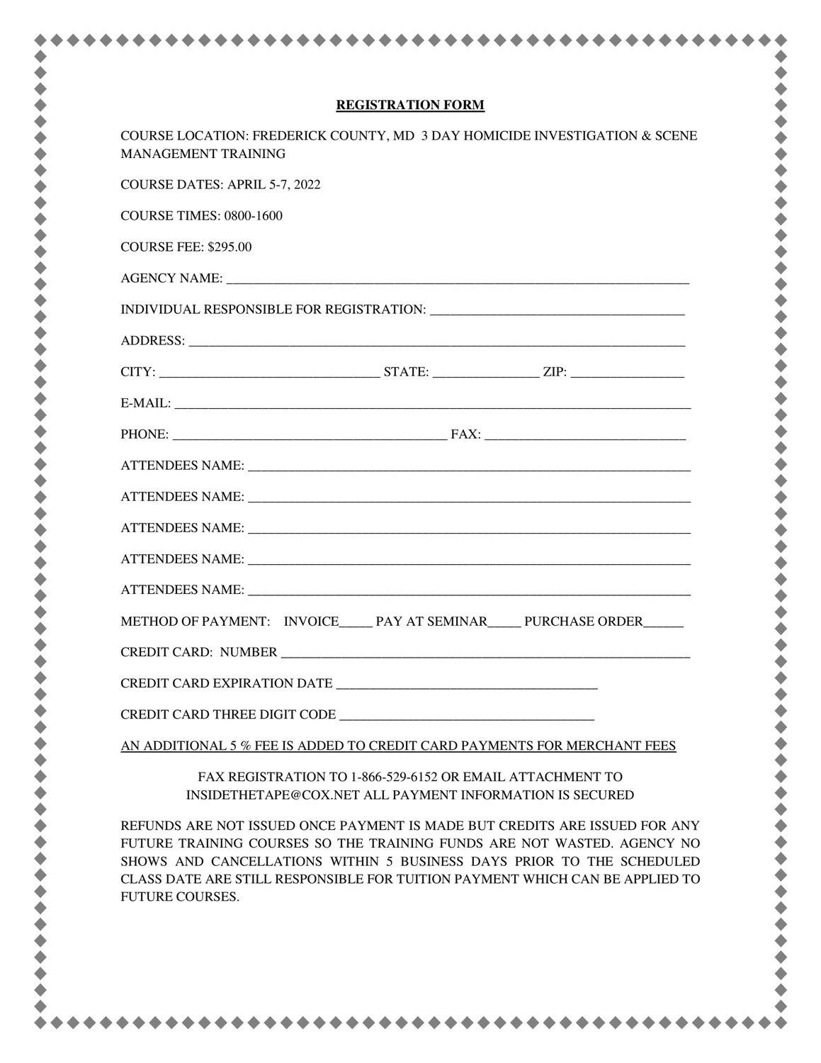**REGISTRATION FORM**

COURSE LOCATION: FREDERICK COUNTY, MD 3 DAY HOMICIDE INVESTIGATION & SCENE MANAGEMENT TRAINING

COURSE DATES: APRIL 5-7, 2022

COURSE TIMES: 0800-1600

COURSE FEE: $295.00

AGENCY NAME: ___________________________________________________________________

INDIVIDUAL RESPONSIBLE FOR REGISTRATION: ___________________________________

ADDRESS: ______________________________________________________________________

CITY: ______________________________ STATE: ______________ ZIP: ________________

E-MAIL: ________________________________________________________________________

PHONE: ____________________________________ FAX: ___________________________

ATTENDEES NAME: ______________________________________________________________

ATTENDEES NAME: ______________________________________________________________

ATTENDEES NAME: ______________________________________________________________

ATTENDEES NAME: ______________________________________________________________

ATTENDEES NAME: ______________________________________________________________

METHOD OF PAYMENT: INVOICE_____ PAY AT SEMINAR_____ PURCHASE ORDER______

CREDIT CARD: NUMBER ________________________________________________________

CREDIT CARD EXPIRATION DATE ____________________________________

CREDIT CARD THREE DIGIT CODE ___________________________________

AN ADDITIONAL 5 % FEE IS ADDED TO CREDIT CARD PAYMENTS FOR MERCHANT FEES

FAX REGISTRATION TO 1-866-529-6152 OR EMAIL ATTACHMENT TO INSIDETHETAPE@COX.NET ALL PAYMENT INFORMATION IS SECURED

REFUNDS ARE NOT ISSUED ONCE PAYMENT IS MADE BUT CREDITS ARE ISSUED FOR ANY FUTURE TRAINING COURSES SO THE TRAINING FUNDS ARE NOT WASTED. AGENCY NO SHOWS AND CANCELLATIONS WITHIN 5 BUSINESS DAYS PRIOR TO THE SCHEDULED CLASS DATE ARE STILL RESPONSIBLE FOR TUITION PAYMENT WHICH CAN BE APPLIED TO FUTURE COURSES.